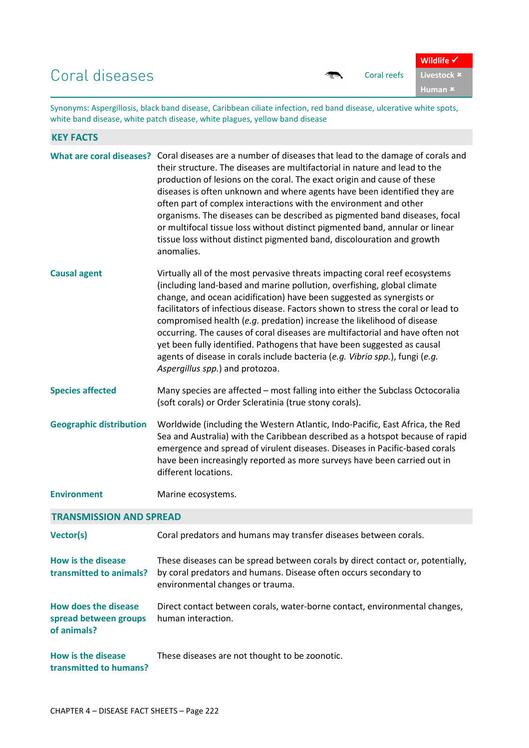# Coral diseases

Coral reefs

**Wildlife ✓**
**Livestock ✗**
**Human ✗**

Synonyms: Aspergillosis, black band disease, Caribbean ciliate infection, red band disease, ulcerative white spots, white band disease, white patch disease, white plagues, yellow band disease

## KEY FACTS

**What are coral diseases?**

Coral diseases are a number of diseases that lead to the damage of corals and their structure. The diseases are multifactorial in nature and lead to the production of lesions on the coral. The exact origin and cause of these diseases is often unknown and where agents have been identified they are often part of complex interactions with the environment and other organisms. The diseases can be described as pigmented band diseases, focal or multifocal tissue loss without distinct pigmented band, annular or linear tissue loss without distinct pigmented band, discolouration and growth anomalies.

**Causal agent**

Virtually all of the most pervasive threats impacting coral reef ecosystems (including land-based and marine pollution, overfishing, global climate change, and ocean acidification) have been suggested as synergists or facilitators of infectious disease. Factors shown to stress the coral or lead to compromised health (*e.g.* predation) increase the likelihood of disease occurring. The causes of coral diseases are multifactorial and have often not yet been fully identified. Pathogens that have been suggested as causal agents of disease in corals include bacteria (*e.g. Vibrio spp.*), fungi (*e.g. Aspergillus spp.*) and protozoa.

**Species affected**

Many species are affected – most falling into either the Subclass Octocoralia (soft corals) or Order Scleratinia (true stony corals).

**Geographic distribution**

Worldwide (including the Western Atlantic, Indo-Pacific, East Africa, the Red Sea and Australia) with the Caribbean described as a hotspot because of rapid emergence and spread of virulent diseases. Diseases in Pacific-based corals have been increasingly reported as more surveys have been carried out in different locations.

**Environment**

Marine ecosystems.

## TRANSMISSION AND SPREAD

**Vector(s)**

Coral predators and humans may transfer diseases between corals.

**How is the disease transmitted to animals?**

These diseases can be spread between corals by direct contact or, potentially, by coral predators and humans. Disease often occurs secondary to environmental changes or trauma.

**How does the disease spread between groups of animals?**

Direct contact between corals, water-borne contact, environmental changes, human interaction.

**How is the disease transmitted to humans?**

These diseases are not thought to be zoonotic.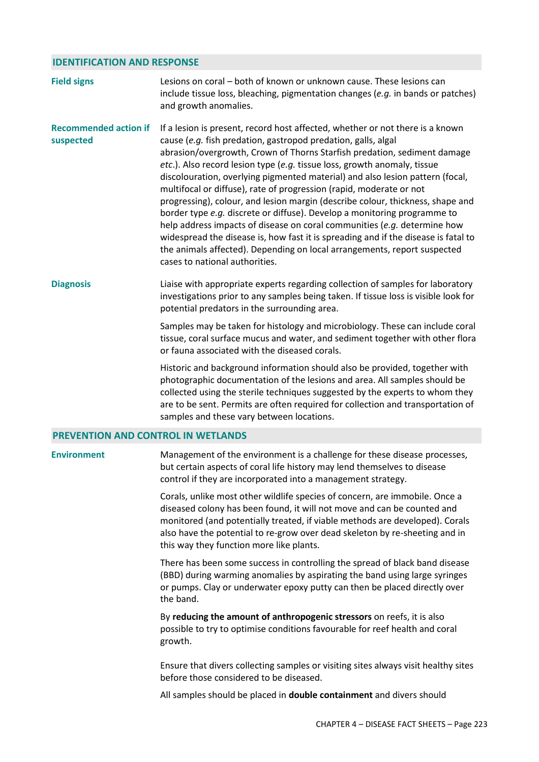## IDENTIFICATION AND RESPONSE

**Field signs**

Lesions on coral – both of known or unknown cause. These lesions can include tissue loss, bleaching, pigmentation changes (*e.g.* in bands or patches) and growth anomalies.

**Recommended action if suspected**

If a lesion is present, record host affected, whether or not there is a known cause (*e.g.* fish predation, gastropod predation, galls, algal abrasion/overgrowth, Crown of Thorns Starfish predation, sediment damage *etc*.). Also record lesion type (*e.g.* tissue loss, growth anomaly, tissue discolouration, overlying pigmented material) and also lesion pattern (focal, multifocal or diffuse), rate of progression (rapid, moderate or not progressing), colour, and lesion margin (describe colour, thickness, shape and border type *e.g.* discrete or diffuse). Develop a monitoring programme to help address impacts of disease on coral communities (*e.g.* determine how widespread the disease is, how fast it is spreading and if the disease is fatal to the animals affected). Depending on local arrangements, report suspected cases to national authorities.

**Diagnosis**

Liaise with appropriate experts regarding collection of samples for laboratory investigations prior to any samples being taken. If tissue loss is visible look for potential predators in the surrounding area.

Samples may be taken for histology and microbiology. These can include coral tissue, coral surface mucus and water, and sediment together with other flora or fauna associated with the diseased corals.

Historic and background information should also be provided, together with photographic documentation of the lesions and area. All samples should be collected using the sterile techniques suggested by the experts to whom they are to be sent. Permits are often required for collection and transportation of samples and these vary between locations.

## PREVENTION AND CONTROL IN WETLANDS

**Environment**

Management of the environment is a challenge for these disease processes, but certain aspects of coral life history may lend themselves to disease control if they are incorporated into a management strategy.

Corals, unlike most other wildlife species of concern, are immobile. Once a diseased colony has been found, it will not move and can be counted and monitored (and potentially treated, if viable methods are developed). Corals also have the potential to re-grow over dead skeleton by re-sheeting and in this way they function more like plants.

There has been some success in controlling the spread of black band disease (BBD) during warming anomalies by aspirating the band using large syringes or pumps. Clay or underwater epoxy putty can then be placed directly over the band.

By **reducing the amount of anthropogenic stressors** on reefs, it is also possible to try to optimise conditions favourable for reef health and coral growth.

Ensure that divers collecting samples or visiting sites always visit healthy sites before those considered to be diseased.

All samples should be placed in **double containment** and divers should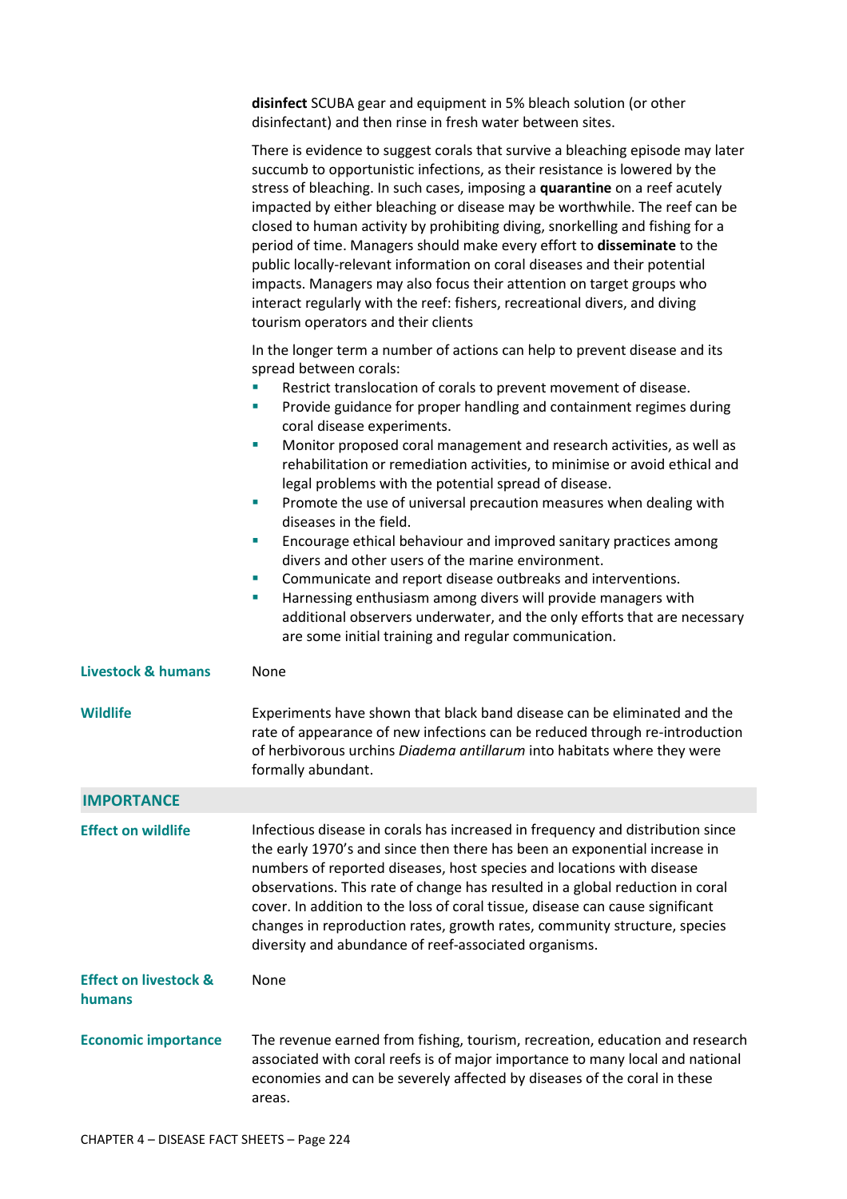**disinfect** SCUBA gear and equipment in 5% bleach solution (or other disinfectant) and then rinse in fresh water between sites.

There is evidence to suggest corals that survive a bleaching episode may later succumb to opportunistic infections, as their resistance is lowered by the stress of bleaching. In such cases, imposing a **quarantine** on a reef acutely impacted by either bleaching or disease may be worthwhile. The reef can be closed to human activity by prohibiting diving, snorkelling and fishing for a period of time. Managers should make every effort to **disseminate** to the public locally-relevant information on coral diseases and their potential impacts. Managers may also focus their attention on target groups who interact regularly with the reef: fishers, recreational divers, and diving tourism operators and their clients

In the longer term a number of actions can help to prevent disease and its spread between corals:

- Restrict translocation of corals to prevent movement of disease.
- Provide guidance for proper handling and containment regimes during coral disease experiments.
- Monitor proposed coral management and research activities, as well as rehabilitation or remediation activities, to minimise or avoid ethical and legal problems with the potential spread of disease.
- Promote the use of universal precaution measures when dealing with diseases in the field.
- Encourage ethical behaviour and improved sanitary practices among divers and other users of the marine environment.
- Communicate and report disease outbreaks and interventions.
- Harnessing enthusiasm among divers will provide managers with additional observers underwater, and the only efforts that are necessary are some initial training and regular communication.

**Livestock & humans**

None

**Wildlife**

Experiments have shown that black band disease can be eliminated and the rate of appearance of new infections can be reduced through re-introduction of herbivorous urchins *Diadema antillarum* into habitats where they were formally abundant.

## IMPORTANCE

**Effect on wildlife**

Infectious disease in corals has increased in frequency and distribution since the early 1970's and since then there has been an exponential increase in numbers of reported diseases, host species and locations with disease observations. This rate of change has resulted in a global reduction in coral cover. In addition to the loss of coral tissue, disease can cause significant changes in reproduction rates, growth rates, community structure, species diversity and abundance of reef-associated organisms.

**Effect on livestock & humans**

None

**Economic importance**

The revenue earned from fishing, tourism, recreation, education and research associated with coral reefs is of major importance to many local and national economies and can be severely affected by diseases of the coral in these areas.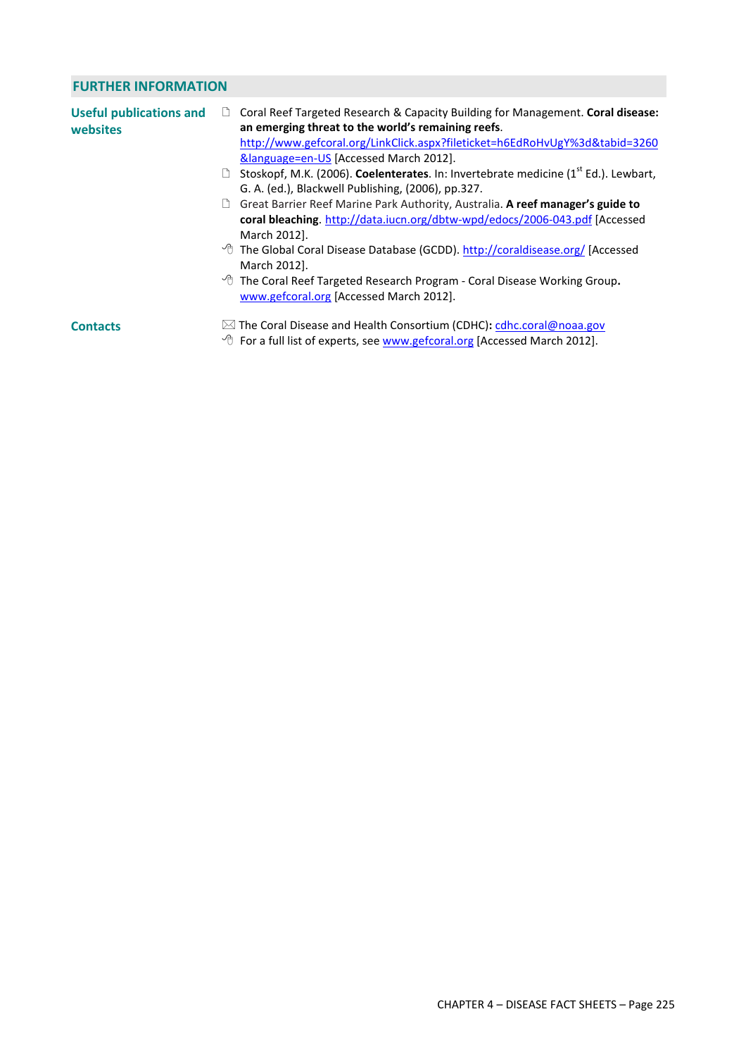## FURTHER INFORMATION

### Useful publications and websites

- Coral Reef Targeted Research & Capacity Building for Management. **Coral disease: an emerging threat to the world's remaining reefs**. http://www.gefcoral.org/LinkClick.aspx?fileticket=h6EdRoHvUgY%3d&tabid=3260&language=en-US [Accessed March 2012].
- Stoskopf, M.K. (2006). **Coelenterates**. In: Invertebrate medicine (1st Ed.). Lewbart, G. A. (ed.), Blackwell Publishing, (2006), pp.327.
- Great Barrier Reef Marine Park Authority, Australia. **A reef manager's guide to coral bleaching**. http://data.iucn.org/dbtw-wpd/edocs/2006-043.pdf [Accessed March 2012].
- The Global Coral Disease Database (GCDD). http://coraldisease.org/ [Accessed March 2012].
- The Coral Reef Targeted Research Program - Coral Disease Working Group**.** www.gefcoral.org [Accessed March 2012].

### Contacts

- The Coral Disease and Health Consortium (CDHC)**:** cdhc.coral@noaa.gov
- For a full list of experts, see www.gefcoral.org [Accessed March 2012].